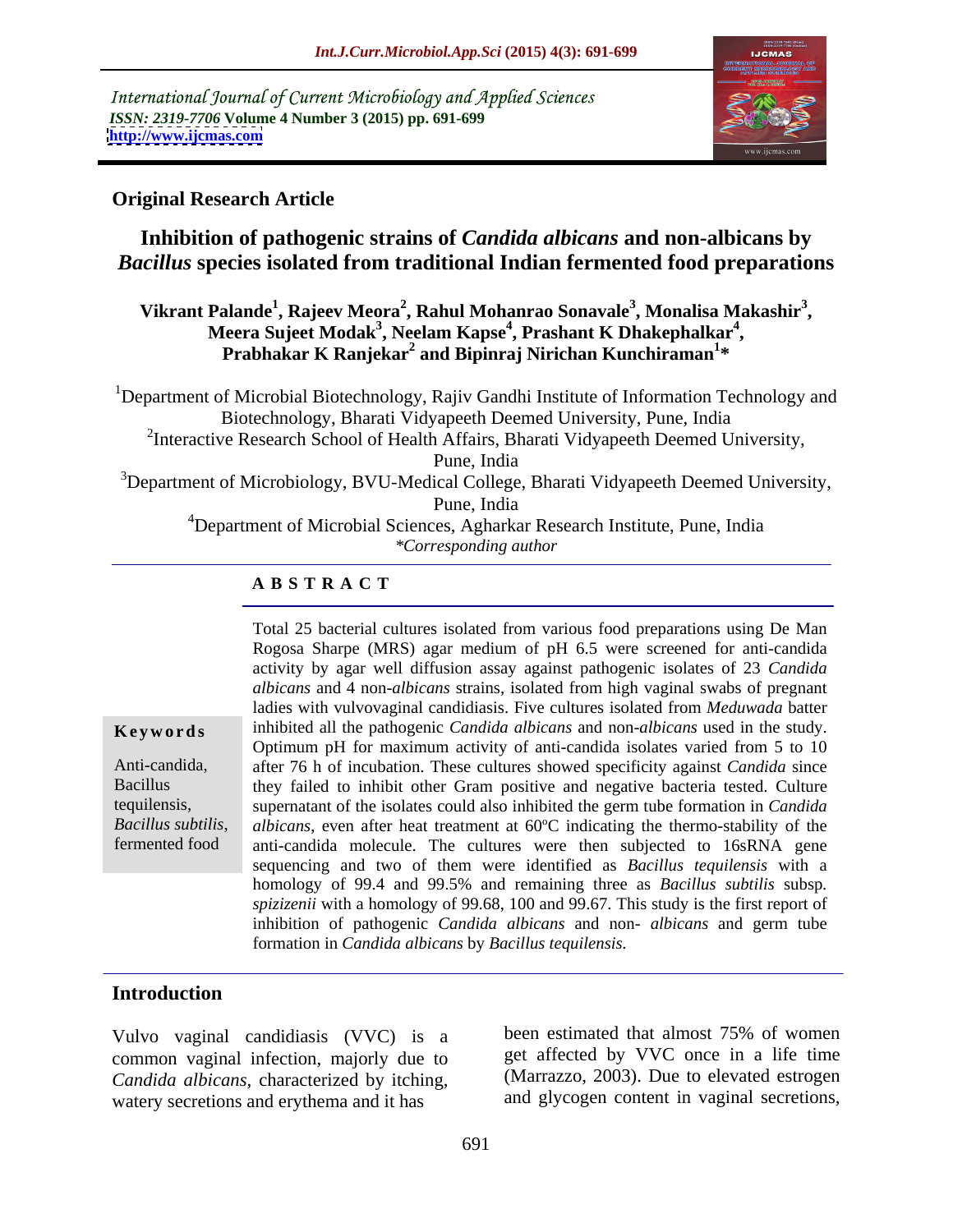International Journal of Current Microbiology and Applied Sciences
*ISSN: 2319-7706* **Volume 4 Number 3 (2015) pp. 691-699**
**http://www.ijcmas.com**

**Original Research Article**

# Inhibition of pathogenic strains of *Candida albicans* and non-albicans by *Bacillus* species isolated from traditional Indian fermented food preparations

**Vikrant Palande[1], Rajeev Meora[2], Rahul Mohanrao Sonavale[3], Monalisa Makashir[3], Meera Sujeet Modak[3], Neelam Kapse[4], Prashant K Dhakephalkar[4], Prabhakar K Ranjekar[2] and Bipinraj Nirichan Kunchiraman[1]***

[1]Department of Microbial Biotechnology, Rajiv Gandhi Institute of Information Technology and Biotechnology, Bharati Vidyapeeth Deemed University, Pune, India

[2]Interactive Research School of Health Affairs, Bharati Vidyapeeth Deemed University, Pune, India

[3]Department of Microbiology, BVU-Medical College, Bharati Vidyapeeth Deemed University, Pune, India

[4]Department of Microbial Sciences, Agharkar Research Institute, Pune, India

*\*Corresponding author*

## ABSTRACT

**Keywords**

Anti-candida, Bacillus tequilensis, *Bacillus subtilis*, fermented food

Total 25 bacterial cultures isolated from various food preparations using De Man Rogosa Sharpe (MRS) agar medium of pH 6.5 were screened for anti-candida activity by agar well diffusion assay against pathogenic isolates of 23 *Candida albicans* and 4 non-*albicans* strains, isolated from high vaginal swabs of pregnant ladies with vulvovaginal candidiasis. Five cultures isolated from *Meduwada* batter inhibited all the pathogenic *Candida albicans* and non-*albicans* used in the study. Optimum pH for maximum activity of anti-candida isolates varied from 5 to 10 after 76 h of incubation. These cultures showed specificity against *Candida* since they failed to inhibit other Gram positive and negative bacteria tested. Culture supernatant of the isolates could also inhibited the germ tube formation in *Candida albicans*, even after heat treatment at 60ºC indicating the thermo-stability of the anti-candida molecule. The cultures were then subjected to 16sRNA gene sequencing and two of them were identified as *Bacillus tequilensis* with a homology of 99.4 and 99.5% and remaining three as *Bacillus subtilis* subsp. *spizizenii* with a homology of 99.68, 100 and 99.67. This study is the first report of inhibition of pathogenic *Candida albicans* and non- *albicans* and germ tube formation in *Candida albicans* by *Bacillus tequilensis.*

## Introduction

Vulvo vaginal candidiasis (VVC) is a common vaginal infection, majorly due to *Candida albicans*, characterized by itching, watery secretions and erythema and it has been estimated that almost 75% of women get affected by VVC once in a life time (Marrazzo, 2003). Due to elevated estrogen and glycogen content in vaginal secretions,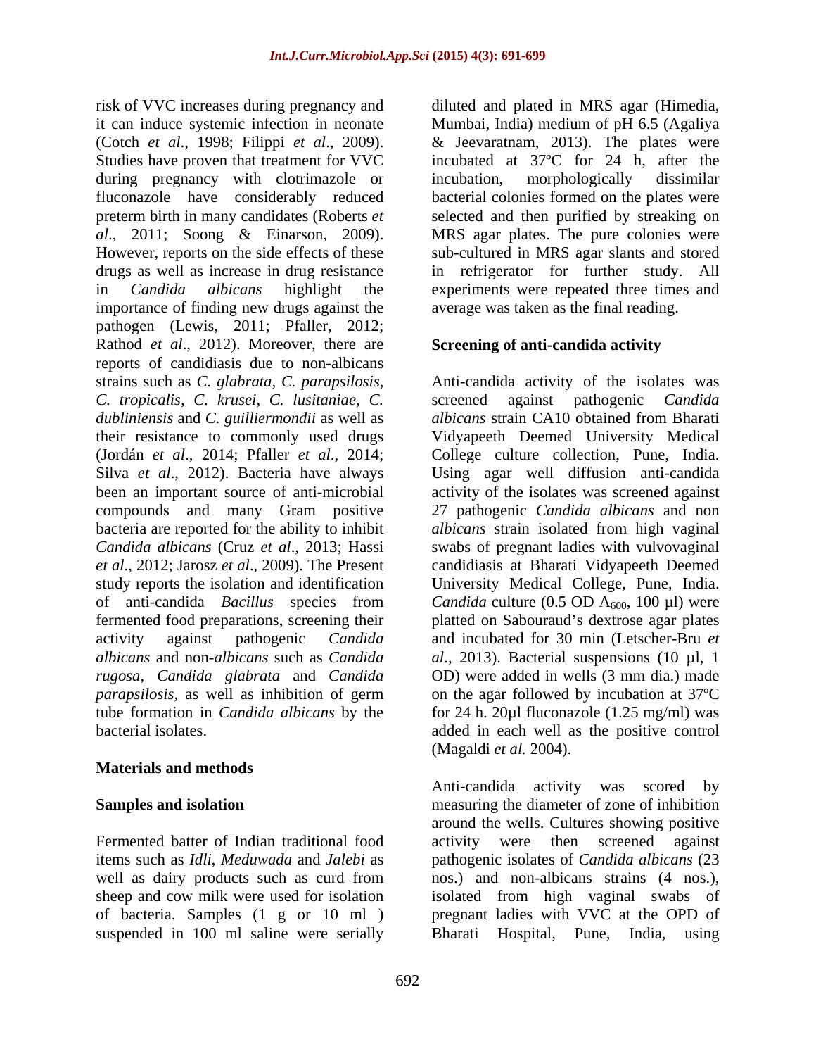risk of VVC increases during pregnancy and it can induce systemic infection in neonate (Cotch *et al*., 1998; Filippi *et al*., 2009). Studies have proven that treatment for VVC during pregnancy with clotrimazole or fluconazole have considerably reduced preterm birth in many candidates (Roberts *et al*., 2011; Soong & Einarson, 2009). However, reports on the side effects of these drugs as well as increase in drug resistance in *Candida albicans* highlight the importance of finding new drugs against the pathogen (Lewis, 2011; Pfaller, 2012; Rathod *et al*., 2012). Moreover, there are reports of candidiasis due to non-albicans strains such as *C. glabrata*, *C. parapsilosis*, *C. tropicalis*, *C. krusei*, *C. lusitaniae*, *C. dubliniensis* and *C. guilliermondii* as well as their resistance to commonly used drugs (Jordán *et al*., 2014; Pfaller *et al*., 2014; Silva *et al*., 2012). Bacteria have always been an important source of anti-microbial compounds and many Gram positive bacteria are reported for the ability to inhibit *Candida albicans* (Cruz *et al*., 2013; Hassi *et al*., 2012; Jarosz *et al*., 2009). The Present study reports the isolation and identification of anti-candida *Bacillus* species from fermented food preparations, screening their activity against pathogenic *Candida albicans* and non-*albicans* such as *Candida rugosa*, *Candida glabrata* and *Candida parapsilosis*, as well as inhibition of germ tube formation in *Candida albicans* by the bacterial isolates.

## Materials and methods

### Samples and isolation

Fermented batter of Indian traditional food items such as *Idli*, *Meduwada* and *Jalebi* as well as dairy products such as curd from sheep and cow milk were used for isolation of bacteria. Samples (1 g or 10 ml ) suspended in 100 ml saline were serially diluted and plated in MRS agar (Himedia, Mumbai, India) medium of pH 6.5 (Agaliya & Jeevaratnam, 2013). The plates were incubated at 37ºC for 24 h, after the incubation, morphologically dissimilar bacterial colonies formed on the plates were selected and then purified by streaking on MRS agar plates. The pure colonies were sub-cultured in MRS agar slants and stored in refrigerator for further study. All experiments were repeated three times and average was taken as the final reading.

### Screening of anti-candida activity

Anti-candida activity of the isolates was screened against pathogenic *Candida albicans* strain CA10 obtained from Bharati Vidyapeeth Deemed University Medical College culture collection, Pune, India. Using agar well diffusion anti-candida activity of the isolates was screened against 27 pathogenic *Candida albicans* and non *albicans* strain isolated from high vaginal swabs of pregnant ladies with vulvovaginal candidiasis at Bharati Vidyapeeth Deemed University Medical College, Pune, India. *Candida* culture (0.5 OD $A_{600}$, 100 µl) were platted on Sabouraud's dextrose agar plates and incubated for 30 min (Letscher-Bru *et al*., 2013). Bacterial suspensions (10 µl, 1 OD) were added in wells (3 mm dia.) made on the agar followed by incubation at 37ºC for 24 h. 20µl fluconazole (1.25 mg/ml) was added in each well as the positive control (Magaldi *et al.* 2004).

Anti-candida activity was scored by measuring the diameter of zone of inhibition around the wells. Cultures showing positive activity were then screened against pathogenic isolates of *Candida albicans* (23 nos.) and non-albicans strains (4 nos.), isolated from high vaginal swabs of pregnant ladies with VVC at the OPD of Bharati Hospital, Pune, India, using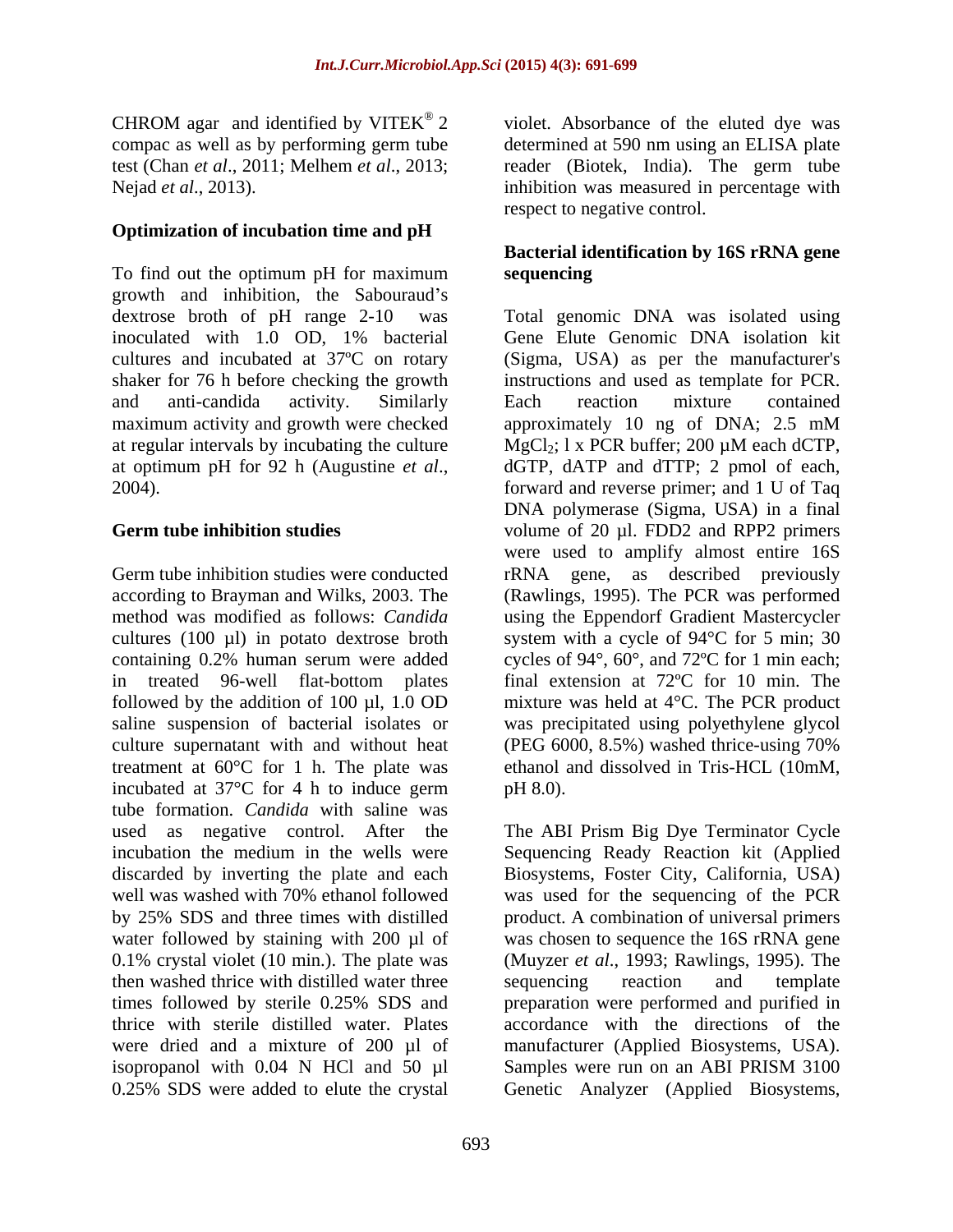CHROM agar and identified by VITEK® 2 compac as well as by performing germ tube test (Chan *et al*., 2011; Melhem *et al*., 2013; Nejad *et al*., 2013).

**Optimization of incubation time and pH**

To find out the optimum pH for maximum growth and inhibition, the Sabouraud's dextrose broth of pH range 2-10 was inoculated with 1.0 OD, 1% bacterial cultures and incubated at 37ºC on rotary shaker for 76 h before checking the growth and anti-candida activity. Similarly maximum activity and growth were checked at regular intervals by incubating the culture at optimum pH for 92 h (Augustine *et al*., 2004).

**Germ tube inhibition studies**

Germ tube inhibition studies were conducted according to Brayman and Wilks, 2003. The method was modified as follows: *Candida* cultures (100 µl) in potato dextrose broth containing 0.2% human serum were added in treated 96-well flat-bottom plates followed by the addition of 100 µl, 1.0 OD saline suspension of bacterial isolates or culture supernatant with and without heat treatment at 60°C for 1 h. The plate was incubated at 37°C for 4 h to induce germ tube formation. *Candida* with saline was used as negative control. After the incubation the medium in the wells were discarded by inverting the plate and each well was washed with 70% ethanol followed by 25% SDS and three times with distilled water followed by staining with 200 µl of 0.1% crystal violet (10 min.). The plate was then washed thrice with distilled water three times followed by sterile 0.25% SDS and thrice with sterile distilled water. Plates were dried and a mixture of 200 µl of isopropanol with 0.04 N HCl and 50 µl 0.25% SDS were added to elute the crystal violet. Absorbance of the eluted dye was determined at 590 nm using an ELISA plate reader (Biotek, India). The germ tube inhibition was measured in percentage with respect to negative control.

**Bacterial identification by 16S rRNA gene sequencing**

Total genomic DNA was isolated using Gene Elute Genomic DNA isolation kit (Sigma, USA) as per the manufacturer's instructions and used as template for PCR. Each reaction mixture contained approximately 10 ng of DNA; 2.5 mM $MgCl_2$; l x PCR buffer; 200 µM each dCTP, dGTP, dATP and dTTP; 2 pmol of each, forward and reverse primer; and 1 U of Taq DNA polymerase (Sigma, USA) in a final volume of 20 µl. FDD2 and RPP2 primers were used to amplify almost entire 16S rRNA gene, as described previously (Rawlings, 1995). The PCR was performed using the Eppendorf Gradient Mastercycler system with a cycle of 94°C for 5 min; 30 cycles of 94°, 60°, and 72ºC for 1 min each; final extension at 72ºC for 10 min. The mixture was held at 4°C. The PCR product was precipitated using polyethylene glycol (PEG 6000, 8.5%) washed thrice-using 70% ethanol and dissolved in Tris-HCL (10mM, pH 8.0).

The ABI Prism Big Dye Terminator Cycle Sequencing Ready Reaction kit (Applied Biosystems, Foster City, California, USA) was used for the sequencing of the PCR product. A combination of universal primers was chosen to sequence the 16S rRNA gene (Muyzer *et al*., 1993; Rawlings, 1995). The sequencing reaction and template preparation were performed and purified in accordance with the directions of the manufacturer (Applied Biosystems, USA). Samples were run on an ABI PRISM 3100 Genetic Analyzer (Applied Biosystems,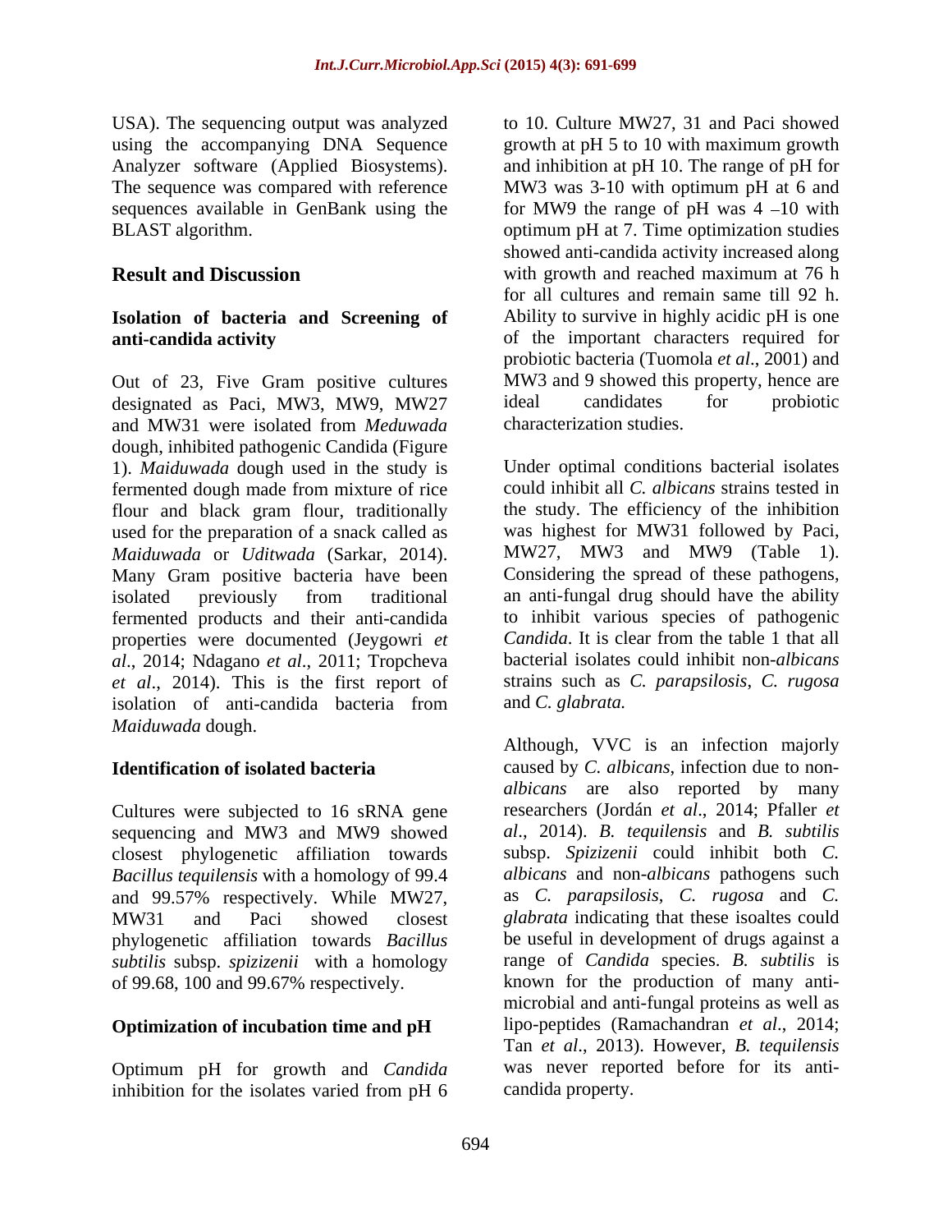USA). The sequencing output was analyzed using the accompanying DNA Sequence Analyzer software (Applied Biosystems). The sequence was compared with reference sequences available in GenBank using the BLAST algorithm.

## Result and Discussion

### Isolation of bacteria and Screening of anti-candida activity

Out of 23, Five Gram positive cultures designated as Paci, MW3, MW9, MW27 and MW31 were isolated from *Meduwada* dough, inhibited pathogenic Candida (Figure 1). *Maiduwada* dough used in the study is fermented dough made from mixture of rice flour and black gram flour, traditionally used for the preparation of a snack called as *Maiduwada* or *Uditwada* (Sarkar, 2014). Many Gram positive bacteria have been isolated previously from traditional fermented products and their anti-candida properties were documented (Jeygowri *et al*., 2014; Ndagano *et al*., 2011; Tropcheva *et al*., 2014). This is the first report of isolation of anti-candida bacteria from *Maiduwada* dough.

### Identification of isolated bacteria

Cultures were subjected to 16 sRNA gene sequencing and MW3 and MW9 showed closest phylogenetic affiliation towards *Bacillus tequilensis* with a homology of 99.4 and 99.57% respectively. While MW27, MW31 and Paci showed closest phylogenetic affiliation towards *Bacillus subtilis* subsp. *spizizenii* with a homology of 99.68, 100 and 99.67% respectively.

### Optimization of incubation time and pH

Optimum pH for growth and *Candida* inhibition for the isolates varied from pH 6 to 10. Culture MW27, 31 and Paci showed growth at pH 5 to 10 with maximum growth and inhibition at pH 10. The range of pH for MW3 was 3-10 with optimum pH at 6 and for MW9 the range of pH was 4 –10 with optimum pH at 7. Time optimization studies showed anti-candida activity increased along with growth and reached maximum at 76 h for all cultures and remain same till 92 h. Ability to survive in highly acidic pH is one of the important characters required for probiotic bacteria (Tuomola *et al*., 2001) and MW3 and 9 showed this property, hence are ideal candidates for probiotic characterization studies.

Under optimal conditions bacterial isolates could inhibit all *C. albicans* strains tested in the study. The efficiency of the inhibition was highest for MW31 followed by Paci, MW27, MW3 and MW9 (Table 1). Considering the spread of these pathogens, an anti-fungal drug should have the ability to inhibit various species of pathogenic *Candida*. It is clear from the table 1 that all bacterial isolates could inhibit non-*albicans* strains such as *C. parapsilosis*, *C. rugosa* and *C. glabrata.*

Although, VVC is an infection majorly caused by *C. albicans*, infection due to non-*albicans* are also reported by many researchers (Jordán *et al*., 2014; Pfaller *et al*., 2014). *B. tequilensis* and *B. subtilis* subsp. *Spizizenii* could inhibit both *C. albicans* and non-*albicans* pathogens such as *C. parapsilosis*, *C. rugosa* and *C. glabrata* indicating that these isoaltes could be useful in development of drugs against a range of *Candida* species. *B. subtilis* is known for the production of many anti-microbial and anti-fungal proteins as well as lipo-peptides (Ramachandran *et al*., 2014; Tan *et al*., 2013). However, *B. tequilensis* was never reported before for its anti-candida property.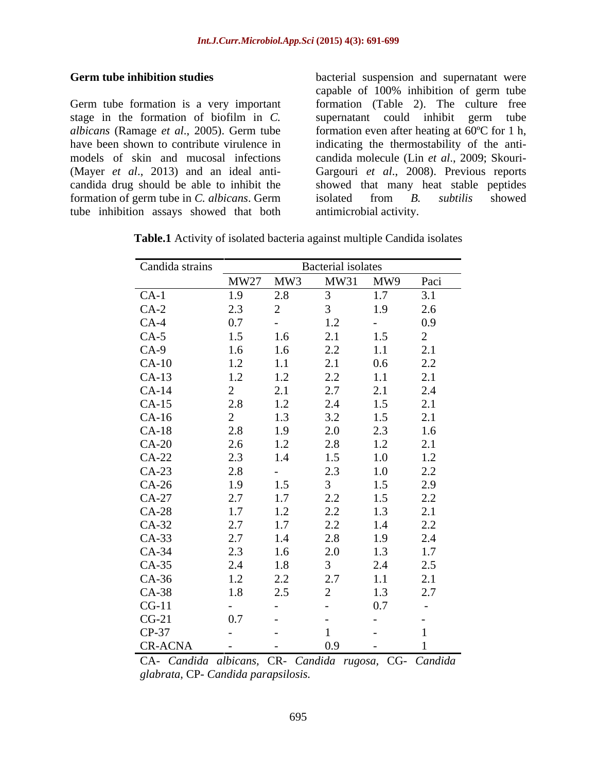### Germ tube inhibition studies

Germ tube formation is a very important stage in the formation of biofilm in *C. albicans* (Ramage *et al*., 2005). Germ tube have been shown to contribute virulence in models of skin and mucosal infections (Mayer *et al*., 2013) and an ideal anti-candida drug should be able to inhibit the formation of germ tube in *C. albicans*. Germ tube inhibition assays showed that both bacterial suspension and supernatant were capable of 100% inhibition of germ tube formation (Table 2). The culture free supernatant could inhibit germ tube formation even after heating at 60ºC for 1 h, indicating the thermostability of the anti-candida molecule (Lin *et al*., 2009; Skouri-Gargouri *et al*., 2008). Previous reports showed that many heat stable peptides isolated from *B. subtilis* showed antimicrobial activity.

**Table.1** Activity of isolated bacteria against multiple Candida isolates

| Candida strains | Bacterial isolates | | | | |
|---|---|---|---|---|---|
| | MW27 | MW3 | MW31 | MW9 | Paci |
| CA-1 | 1.9 | 2.8 | 3 | 1.7 | 3.1 |
| CA-2 | 2.3 | 2 | 3 | 1.9 | 2.6 |
| CA-4 | 0.7 | - | 1.2 | - | 0.9 |
| CA-5 | 1.5 | 1.6 | 2.1 | 1.5 | 2 |
| CA-9 | 1.6 | 1.6 | 2.2 | 1.1 | 2.1 |
| CA-10 | 1.2 | 1.1 | 2.1 | 0.6 | 2.2 |
| CA-13 | 1.2 | 1.2 | 2.2 | 1.1 | 2.1 |
| CA-14 | 2 | 2.1 | 2.7 | 2.1 | 2.4 |
| CA-15 | 2.8 | 1.2 | 2.4 | 1.5 | 2.1 |
| CA-16 | 2 | 1.3 | 3.2 | 1.5 | 2.1 |
| CA-18 | 2.8 | 1.9 | 2.0 | 2.3 | 1.6 |
| CA-20 | 2.6 | 1.2 | 2.8 | 1.2 | 2.1 |
| CA-22 | 2.3 | 1.4 | 1.5 | 1.0 | 1.2 |
| CA-23 | 2.8 | - | 2.3 | 1.0 | 2.2 |
| CA-26 | 1.9 | 1.5 | 3 | 1.5 | 2.9 |
| CA-27 | 2.7 | 1.7 | 2.2 | 1.5 | 2.2 |
| CA-28 | 1.7 | 1.2 | 2.2 | 1.3 | 2.1 |
| CA-32 | 2.7 | 1.7 | 2.2 | 1.4 | 2.2 |
| CA-33 | 2.7 | 1.4 | 2.8 | 1.9 | 2.4 |
| CA-34 | 2.3 | 1.6 | 2.0 | 1.3 | 1.7 |
| CA-35 | 2.4 | 1.8 | 3 | 2.4 | 2.5 |
| CA-36 | 1.2 | 2.2 | 2.7 | 1.1 | 2.1 |
| CA-38 | 1.8 | 2.5 | 2 | 1.3 | 2.7 |
| CG-11 | - | - | - | 0.7 | - |
| CG-21 | 0.7 | - | - | - | - |
| CP-37 | - | - | 1 | - | 1 |
| CR-ACNA | - | - | 0.9 | - | 1 |

CA- *Candida albicans*, CR- *Candida rugosa*, CG- *Candida glabrata*, CP- *Candida parapsilosis.*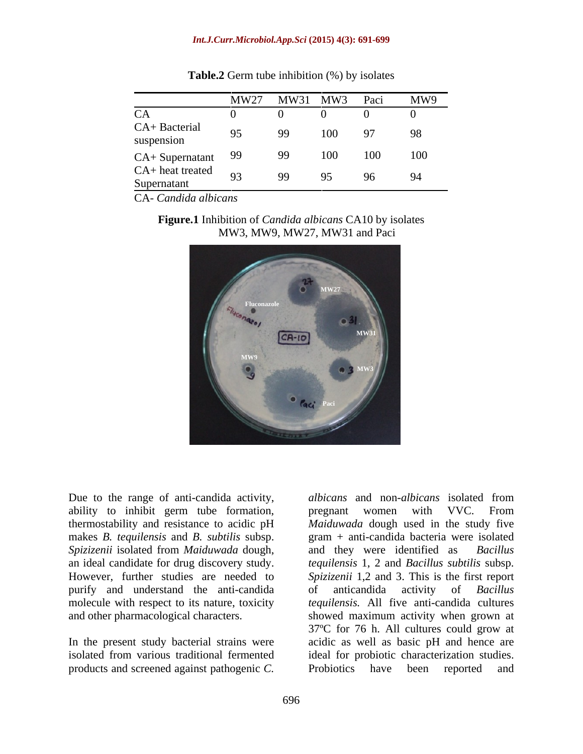**Table.2** Germ tube inhibition (%) by isolates

| | MW27 | MW31 | MW3 | Paci | MW9 |
|---|---|---|---|---|---|
| CA | 0 | 0 | 0 | 0 | 0 |
| CA+ Bacterial suspension | 95 | 99 | 100 | 97 | 98 |
| CA+ Supernatant | 99 | 99 | 100 | 100 | 100 |
| CA+ heat treated Supernatant | 93 | 99 | 95 | 96 | 94 |

CA- *Candida albicans*

**Figure.1** Inhibition of *Candida albicans* CA10 by isolates MW3, MW9, MW27, MW31 and Paci

Due to the range of anti-candida activity, ability to inhibit germ tube formation, thermostability and resistance to acidic pH makes *B. tequilensis* and *B. subtilis* subsp. *Spizizenii* isolated from *Maiduwada* dough, an ideal candidate for drug discovery study. However, further studies are needed to purify and understand the anti-candida molecule with respect to its nature, toxicity and other pharmacological characters.

In the present study bacterial strains were isolated from various traditional fermented products and screened against pathogenic *C. albicans* and non-*albicans* isolated from pregnant women with VVC. From *Maiduwada* dough used in the study five gram + anti-candida bacteria were isolated and they were identified as *Bacillus tequilensis* 1, 2 and *Bacillus subtilis* subsp. *Spizizenii* 1,2 and 3. This is the first report of anticandida activity of *Bacillus tequilensis.* All five anti-candida cultures showed maximum activity when grown at 37ºC for 76 h. All cultures could grow at acidic as well as basic pH and hence are ideal for probiotic characterization studies. Probiotics have been reported and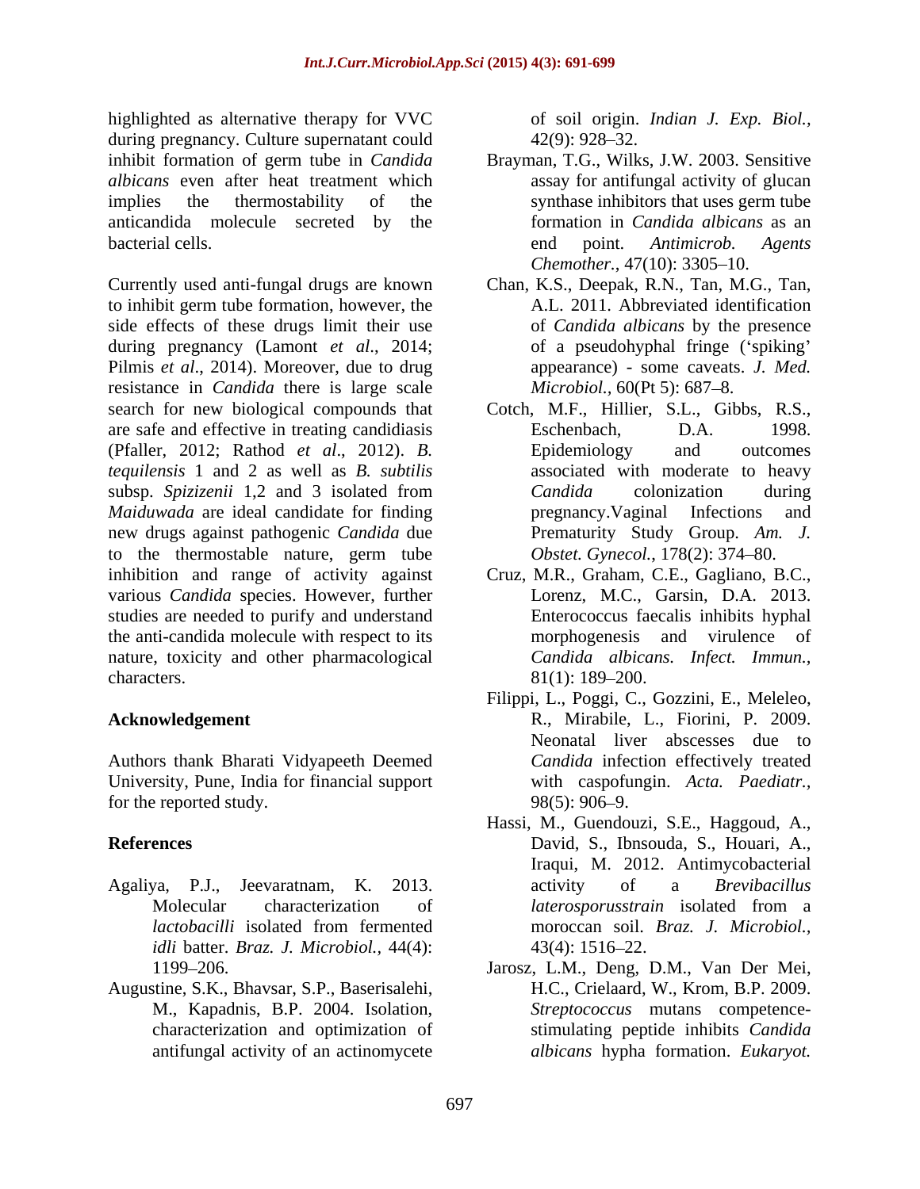highlighted as alternative therapy for VVC during pregnancy. Culture supernatant could inhibit formation of germ tube in *Candida albicans* even after heat treatment which implies the thermostability of the anticandida molecule secreted by the bacterial cells.

Currently used anti-fungal drugs are known to inhibit germ tube formation, however, the side effects of these drugs limit their use during pregnancy (Lamont *et al*., 2014; Pilmis *et al*., 2014). Moreover, due to drug resistance in *Candida* there is large scale search for new biological compounds that are safe and effective in treating candidiasis (Pfaller, 2012; Rathod *et al*., 2012). *B. tequilensis* 1 and 2 as well as *B. subtilis* subsp. *Spizizenii* 1,2 and 3 isolated from *Maiduwada* are ideal candidate for finding new drugs against pathogenic *Candida* due to the thermostable nature, germ tube inhibition and range of activity against various *Candida* species. However, further studies are needed to purify and understand the anti-candida molecule with respect to its nature, toxicity and other pharmacological characters.

## Acknowledgement

Authors thank Bharati Vidyapeeth Deemed University, Pune, India for financial support for the reported study.

## References

Agaliya, P.J., Jeevaratnam, K. 2013. Molecular characterization of *lactobacilli* isolated from fermented *idli* batter. *Braz. J. Microbiol.*, 44(4): 1199–206.

Augustine, S.K., Bhavsar, S.P., Baserisalehi, M., Kapadnis, B.P. 2004. Isolation, characterization and optimization of antifungal activity of an actinomycete of soil origin. *Indian J. Exp. Biol.,* 42(9): 928–32.

Brayman, T.G., Wilks, J.W. 2003. Sensitive assay for antifungal activity of glucan synthase inhibitors that uses germ tube formation in *Candida albicans* as an end point. *Antimicrob. Agents Chemother.*, 47(10): 3305–10.

Chan, K.S., Deepak, R.N., Tan, M.G., Tan, A.L. 2011. Abbreviated identification of *Candida albicans* by the presence of a pseudohyphal fringe ('spiking' appearance) - some caveats. *J. Med. Microbiol.*, 60(Pt 5): 687–8.

Cotch, M.F., Hillier, S.L., Gibbs, R.S., Eschenbach, D.A. 1998. Epidemiology and outcomes associated with moderate to heavy *Candida* colonization during pregnancy.Vaginal Infections and Prematurity Study Group. *Am. J. Obstet. Gynecol.*, 178(2): 374–80.

Cruz, M.R., Graham, C.E., Gagliano, B.C., Lorenz, M.C., Garsin, D.A. 2013. Enterococcus faecalis inhibits hyphal morphogenesis and virulence of *Candida albicans. Infect. Immun.,* 81(1): 189–200.

Filippi, L., Poggi, C., Gozzini, E., Meleleo, R., Mirabile, L., Fiorini, P. 2009. Neonatal liver abscesses due to *Candida* infection effectively treated with caspofungin. *Acta. Paediatr.,* 98(5): 906–9.

Hassi, M., Guendouzi, S.E., Haggoud, A., David, S., Ibnsouda, S., Houari, A., Iraqui, M. 2012. Antimycobacterial activity of a *Brevibacillus laterosporusstrain* isolated from a moroccan soil. *Braz. J. Microbiol.,* 43(4): 1516–22.

Jarosz, L.M., Deng, D.M., Van Der Mei, H.C., Crielaard, W., Krom, B.P. 2009. *Streptococcus* mutans competence-stimulating peptide inhibits *Candida albicans* hypha formation. *Eukaryot.*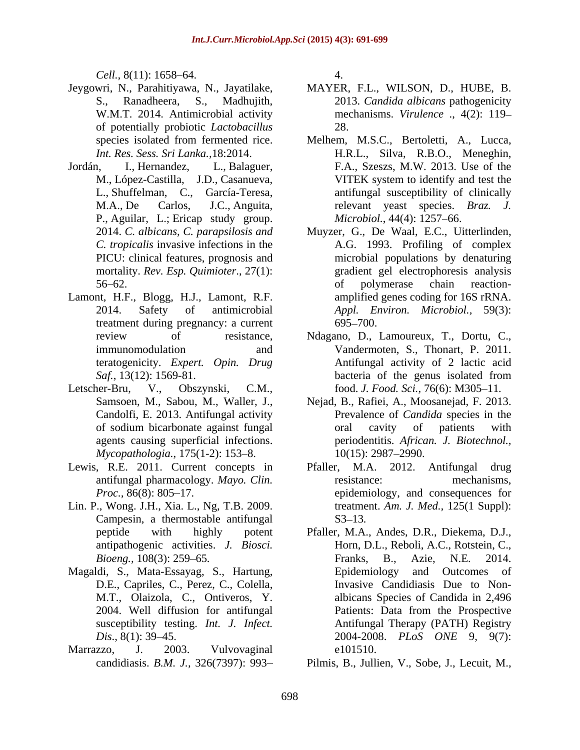*Cell.,* 8(11): 1658–64.

Jeygowri, N., Parahitiyawa, N., Jayatilake, S., Ranadheera, S., Madhujith, W.M.T. 2014. Antimicrobial activity of potentially probiotic *Lactobacillus* species isolated from fermented rice. *Int. Res. Sess. Sri Lanka.,*18:2014.

Jordán, I., Hernandez, L., Balaguer, M., López-Castilla, J.D., Casanueva, L., Shuffelman, C., García-Teresa, M.A., De Carlos, J.C., Anguita, P., Aguilar, L.; Ericap study group. 2014. *C. albicans, C. parapsilosis and C. tropicalis* invasive infections in the PICU: clinical features, prognosis and mortality. *Rev. Esp. Quimioter*., 27(1): 56–62.

Lamont, H.F., Blogg, H.J., Lamont, R.F. 2014. Safety of antimicrobial treatment during pregnancy: a current review of resistance, immunomodulation and teratogenicity. *Expert. Opin. Drug Saf.*, 13(12): 1569-81.

Letscher-Bru, V., Obszynski, C.M., Samsoen, M., Sabou, M., Waller, J., Candolfi, E. 2013. Antifungal activity of sodium bicarbonate against fungal agents causing superficial infections. *Mycopathologia.*, 175(1-2): 153–8.

Lewis, R.E. 2011. Current concepts in antifungal pharmacology. *Mayo. Clin. Proc.*, 86(8): 805–17.

Lin. P., Wong. J.H., Xia. L., Ng, T.B. 2009. Campesin, a thermostable antifungal peptide with highly potent antipathogenic activities. *J. Biosci. Bioeng.*, 108(3): 259–65.

Magaldi, S., Mata-Essayag, S., Hartung, D.E., Capriles, C., Perez, C., Colella, M.T., Olaizola, C., Ontiveros, Y. 2004. Well diffusion for antifungal susceptibility testing. *Int. J. Infect. Dis*., 8(1): 39–45.

Marrazzo, J. 2003. Vulvovaginal candidiasis. *B.M. J.*, 326(7397): 993–4.

MAYER, F.L., WILSON, D., HUBE, B. 2013. *Candida albicans* pathogenicity mechanisms. *Virulence .*, 4(2): 119–28.

Melhem, M.S.C., Bertoletti, A., Lucca, H.R.L., Silva, R.B.O., Meneghin, F.A., Szeszs, M.W. 2013. Use of the VITEK system to identify and test the antifungal susceptibility of clinically relevant yeast species. *Braz. J. Microbiol.*, 44(4): 1257–66.

Muyzer, G., De Waal, E.C., Uitterlinden, A.G. 1993. Profiling of complex microbial populations by denaturing gradient gel electrophoresis analysis of polymerase chain reaction-amplified genes coding for 16S rRNA. *Appl. Environ. Microbiol.*, 59(3): 695–700.

Ndagano, D., Lamoureux, T., Dortu, C., Vandermoten, S., Thonart, P. 2011. Antifungal activity of 2 lactic acid bacteria of the genus isolated from food. *J. Food. Sci.*, 76(6): M305–11.

Nejad, B., Rafiei, A., Moosanejad, F. 2013. Prevalence of *Candida* species in the oral cavity of patients with periodentitis. *African. J. Biotechnol.*, 10(15): 2987–2990.

Pfaller, M.A. 2012. Antifungal drug resistance: mechanisms, epidemiology, and consequences for treatment. *Am. J. Med.*, 125(1 Suppl): S3–13.

Pfaller, M.A., Andes, D.R., Diekema, D.J., Horn, D.L., Reboli, A.C., Rotstein, C., Franks, B., Azie, N.E. 2014. Epidemiology and Outcomes of Invasive Candidiasis Due to Non-albicans Species of Candida in 2,496 Patients: Data from the Prospective Antifungal Therapy (PATH) Registry 2004-2008. *PLoS ONE* 9, 9(7): e101510.

Pilmis, B., Jullien, V., Sobe, J., Lecuit, M.,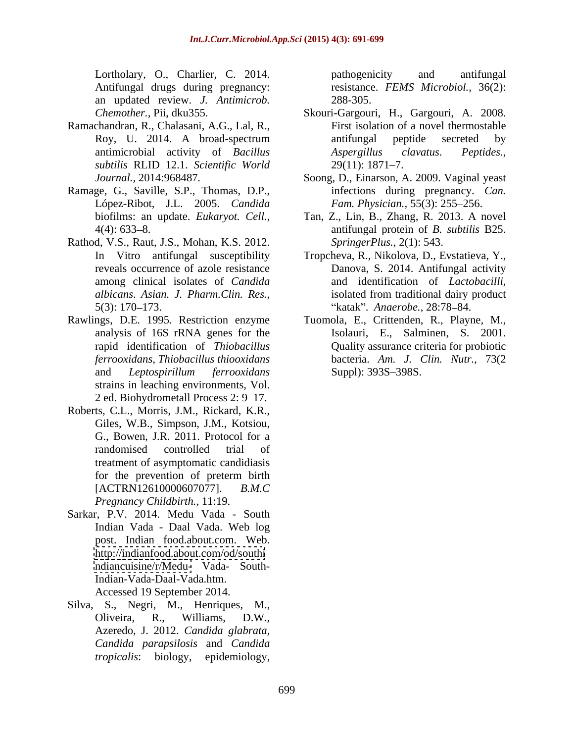Lortholary, O., Charlier, C. 2014. Antifungal drugs during pregnancy: an updated review. *J. Antimicrob. Chemother.*, Pii, dku355.

Ramachandran, R., Chalasani, A.G., Lal, R., Roy, U. 2014. A broad-spectrum antimicrobial activity of *Bacillus subtilis* RLID 12.1. *Scientific World Journal.*, 2014:968487.

Ramage, G., Saville, S.P., Thomas, D.P., López-Ribot, J.L. 2005. *Candida* biofilms: an update. *Eukaryot. Cell.*, 4(4): 633–8.

Rathod, V.S., Raut, J.S., Mohan, K.S. 2012. In Vitro antifungal susceptibility reveals occurrence of azole resistance among clinical isolates of *Candida albicans*. *Asian. J. Pharm.Clin. Res.*, 5(3): 170–173.

Rawlings, D.E. 1995. Restriction enzyme analysis of 16S rRNA genes for the rapid identification of *Thiobacillus ferrooxidans, Thiobacillus thiooxidans* and *Leptospirillum ferrooxidans* strains in leaching environments, Vol. 2 ed. Biohydrometall Process 2: 9–17.

Roberts, C.L., Morris, J.M., Rickard, K.R., Giles, W.B., Simpson, J.M., Kotsiou, G., Bowen, J.R. 2011. Protocol for a randomised controlled trial of treatment of asymptomatic candidiasis for the prevention of preterm birth [ACTRN12610000607077]. *B.M.C Pregnancy Childbirth.*, 11:19.

Sarkar, P.V. 2014. Medu Vada - South Indian Vada - Daal Vada. Web log post. Indian food.about.com. Web. http://indianfood.about.com/od/southindiancuisine/r/Medu- Vada- South-Indian-Vada-Daal-Vada.htm. Accessed 19 September 2014.

Silva, S., Negri, M., Henriques, M., Oliveira, R., Williams, D.W., Azeredo, J. 2012. *Candida glabrata*, *Candida parapsilosis* and *Candida tropicalis*: biology, epidemiology, pathogenicity and antifungal resistance. *FEMS Microbiol.*, 36(2): 288-305.

Skouri-Gargouri, H., Gargouri, A. 2008. First isolation of a novel thermostable antifungal peptide secreted by *Aspergillus clavatus*. *Peptides.*, 29(11): 1871–7.

Soong, D., Einarson, A. 2009. Vaginal yeast infections during pregnancy. *Can. Fam. Physician.*, 55(3): 255–256.

Tan, Z., Lin, B., Zhang, R. 2013. A novel antifungal protein of *B. subtilis* B25. *SpringerPlus.*, 2(1): 543.

Tropcheva, R., Nikolova, D., Evstatieva, Y., Danova, S. 2014. Antifungal activity and identification of *Lactobacilli*, isolated from traditional dairy product "katak". *Anaerobe.*, 28:78–84.

Tuomola, E., Crittenden, R., Playne, M., Isolauri, E., Salminen, S. 2001. Quality assurance criteria for probiotic bacteria. *Am. J. Clin. Nutr.*, 73(2 Suppl): 393S–398S.